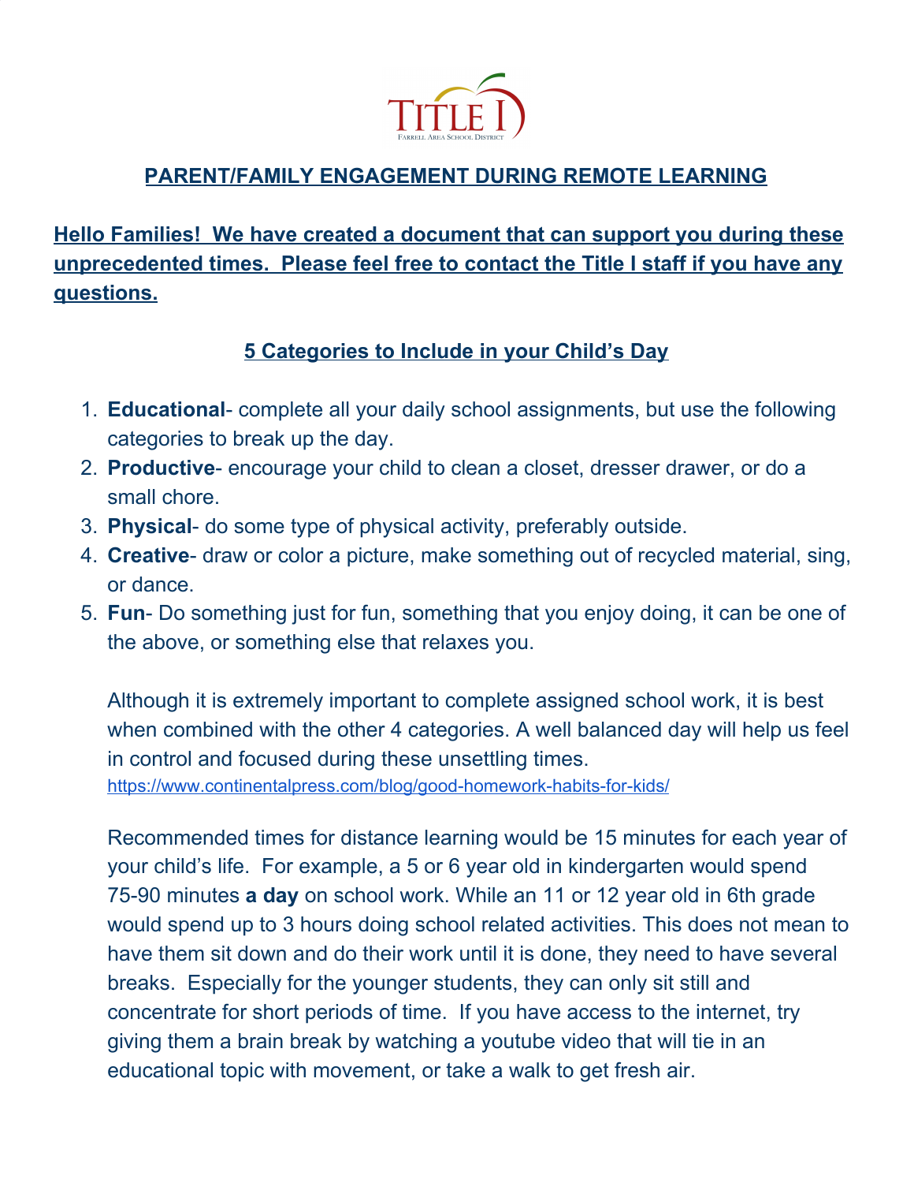TITLE I
Farrell Area School District

## PARENT/FAMILY ENGAGEMENT DURING REMOTE LEARNING

**Hello Families! We have created a document that can support you during these unprecedented times. Please feel free to contact the Title I staff if you have any questions.**

### 5 Categories to Include in your Child's Day

1. **Educational**- complete all your daily school assignments, but use the following categories to break up the day.
2. **Productive**- encourage your child to clean a closet, dresser drawer, or do a small chore.
3. **Physical**- do some type of physical activity, preferably outside.
4. **Creative**- draw or color a picture, make something out of recycled material, sing, or dance.
5. **Fun**- Do something just for fun, something that you enjoy doing, it can be one of the above, or something else that relaxes you.

Although it is extremely important to complete assigned school work, it is best when combined with the other 4 categories. A well balanced day will help us feel in control and focused during these unsettling times.
https://www.continentalpress.com/blog/good-homework-habits-for-kids/

Recommended times for distance learning would be 15 minutes for each year of your child's life. For example, a 5 or 6 year old in kindergarten would spend 75-90 minutes **a day** on school work. While an 11 or 12 year old in 6th grade would spend up to 3 hours doing school related activities. This does not mean to have them sit down and do their work until it is done, they need to have several breaks. Especially for the younger students, they can only sit still and concentrate for short periods of time. If you have access to the internet, try giving them a brain break by watching a youtube video that will tie in an educational topic with movement, or take a walk to get fresh air.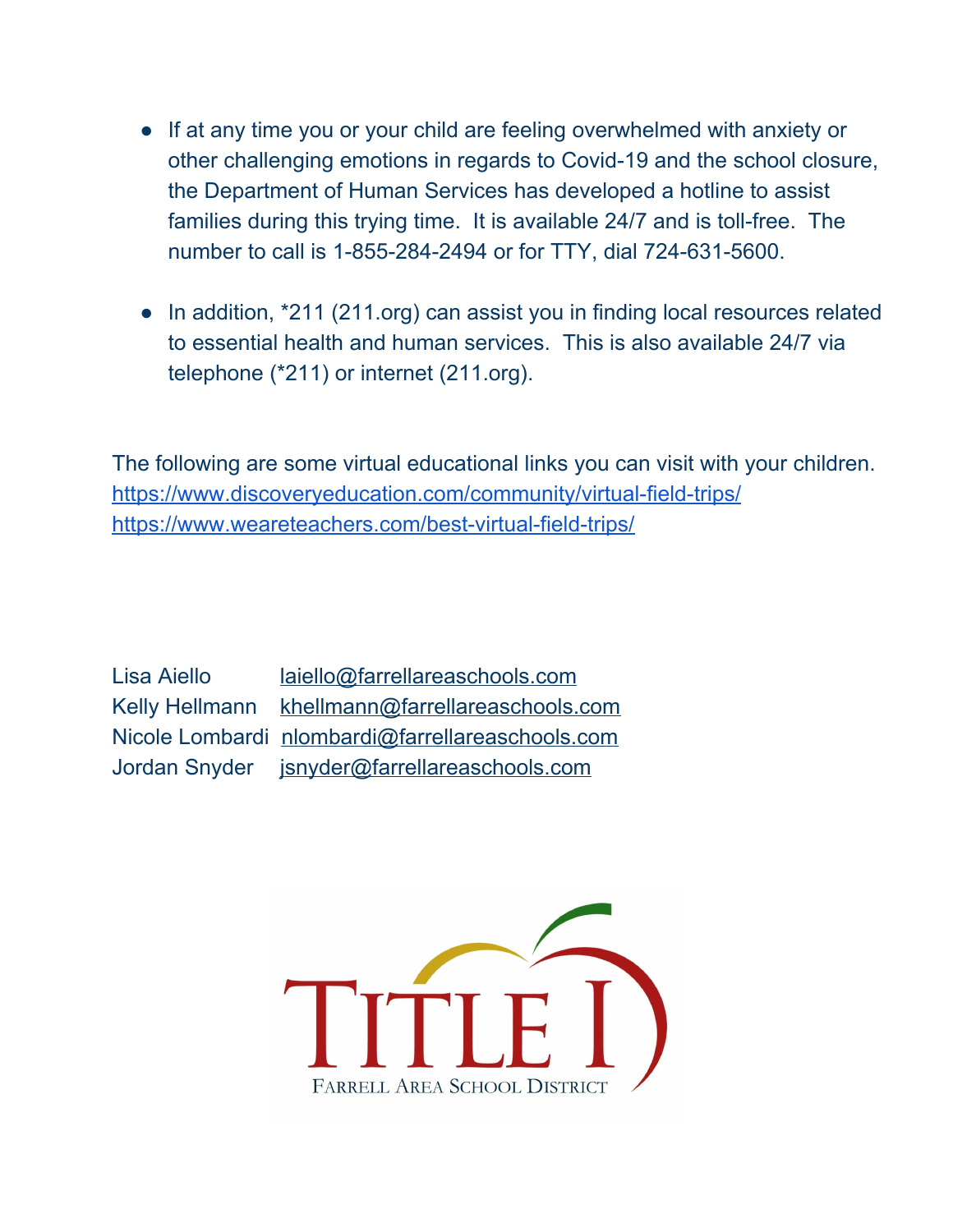- If at any time you or your child are feeling overwhelmed with anxiety or other challenging emotions in regards to Covid-19 and the school closure, the Department of Human Services has developed a hotline to assist families during this trying time. It is available 24/7 and is toll-free. The number to call is 1-855-284-2494 or for TTY, dial 724-631-5600.

- In addition, *211 (211.org) can assist you in finding local resources related to essential health and human services. This is also available 24/7 via telephone (*211) or internet (211.org).

The following are some virtual educational links you can visit with your children.
https://www.discoveryeducation.com/community/virtual-field-trips/
https://www.weareteachers.com/best-virtual-field-trips/

| | |
|---|---|
| Lisa Aiello | laiello@farrellareaschools.com |
| Kelly Hellmann | khellmann@farrellareaschools.com |
| Nicole Lombardi | nlombardi@farrellareaschools.com |
| Jordan Snyder | jsnyder@farrellareaschools.com |

TITLE I
FARRELL AREA SCHOOL DISTRICT